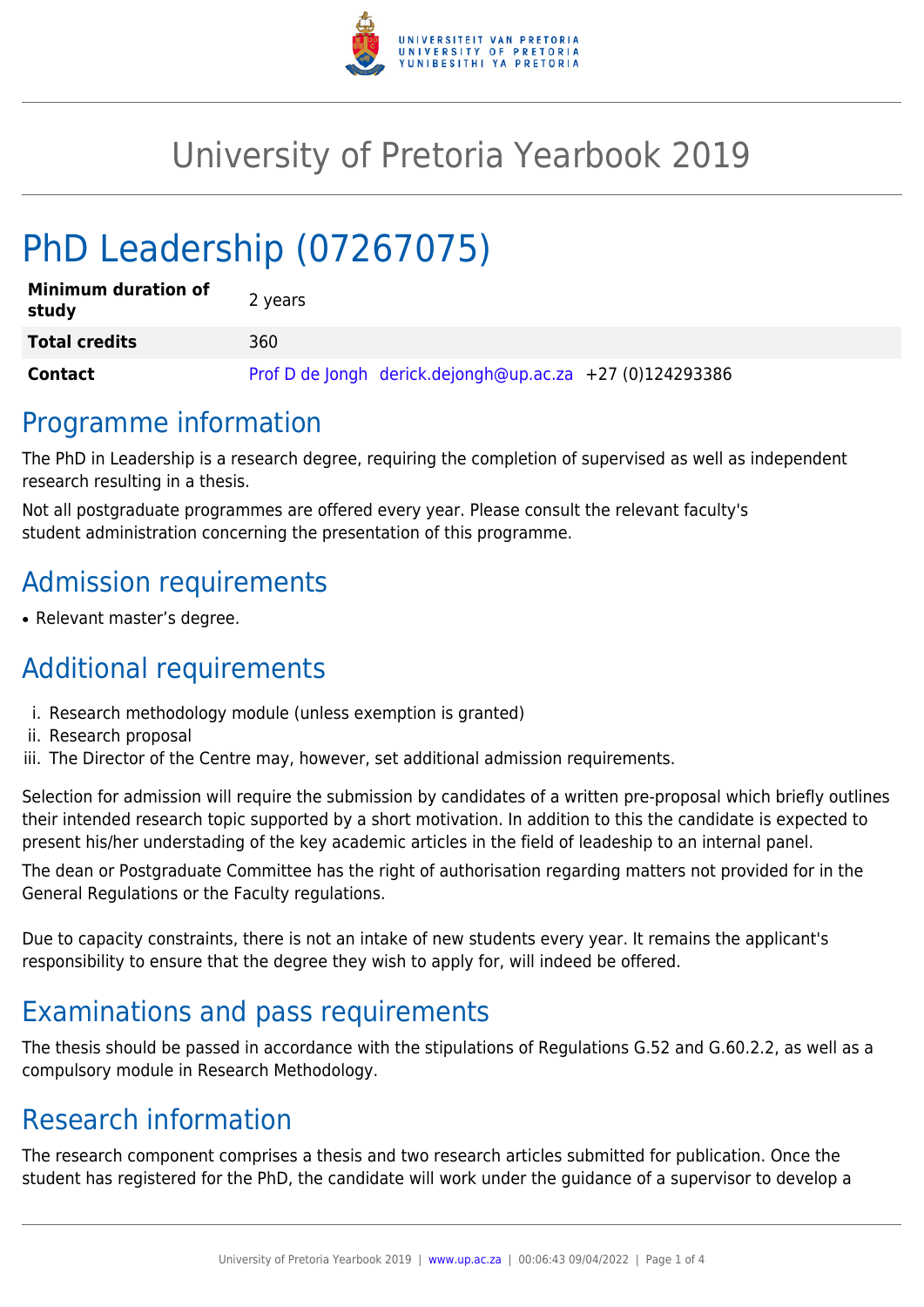# University of Pretoria Yearbook 2019

# PhD Leadership (07267075)

| **Minimum duration of study** | 2 years |
|---|---|
| **Total credits** | 360 |
| **Contact** | Prof D de Jongh derick.dejongh@up.ac.za +27 (0)124293386 |

## Programme information

The PhD in Leadership is a research degree, requiring the completion of supervised as well as independent research resulting in a thesis.

Not all postgraduate programmes are offered every year. Please consult the relevant faculty's student administration concerning the presentation of this programme.

## Admission requirements

- Relevant master's degree.

## Additional requirements

i. Research methodology module (unless exemption is granted)
ii. Research proposal
iii. The Director of the Centre may, however, set additional admission requirements.

Selection for admission will require the submission by candidates of a written pre-proposal which briefly outlines their intended research topic supported by a short motivation. In addition to this the candidate is expected to present his/her understading of the key academic articles in the field of ledeship to an internal panel.

The dean or Postgraduate Committee has the right of authorisation regarding matters not provided for in the General Regulations or the Faculty regulations.

Due to capacity constraints, there is not an intake of new students every year. It remains the applicant's responsibility to ensure that the degree they wish to apply for, will indeed be offered.

## Examinations and pass requirements

The thesis should be passed in accordance with the stipulations of Regulations G.52 and G.60.2.2, as well as a compulsory module in Research Methodology.

## Research information

The research component comprises a thesis and two research articles submitted for publication. Once the student has registered for the PhD, the candidate will work under the guidance of a supervisor to develop a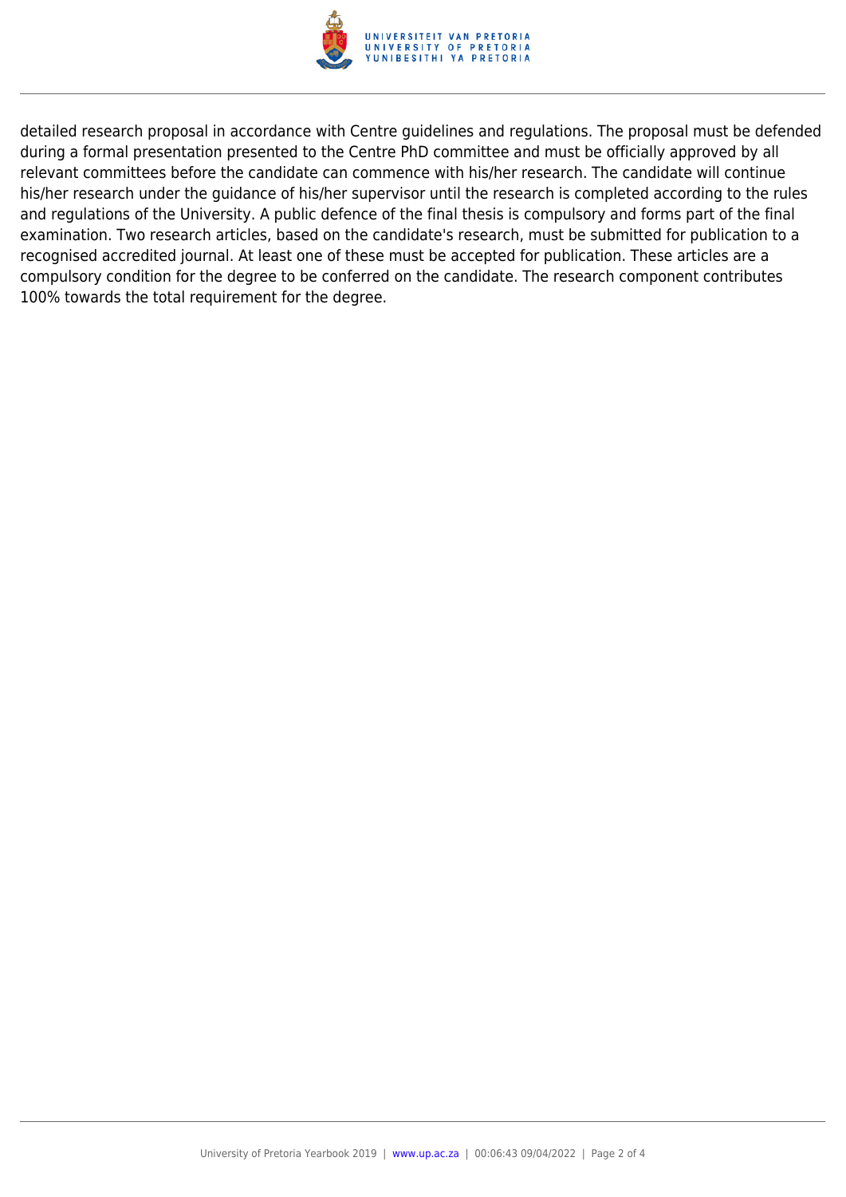detailed research proposal in accordance with Centre guidelines and regulations. The proposal must be defended during a formal presentation presented to the Centre PhD committee and must be officially approved by all relevant committees before the candidate can commence with his/her research. The candidate will continue his/her research under the guidance of his/her supervisor until the research is completed according to the rules and regulations of the University. A public defence of the final thesis is compulsory and forms part of the final examination. Two research articles, based on the candidate's research, must be submitted for publication to a recognised accredited journal. At least one of these must be accepted for publication. These articles are a compulsory condition for the degree to be conferred on the candidate. The research component contributes 100% towards the total requirement for the degree.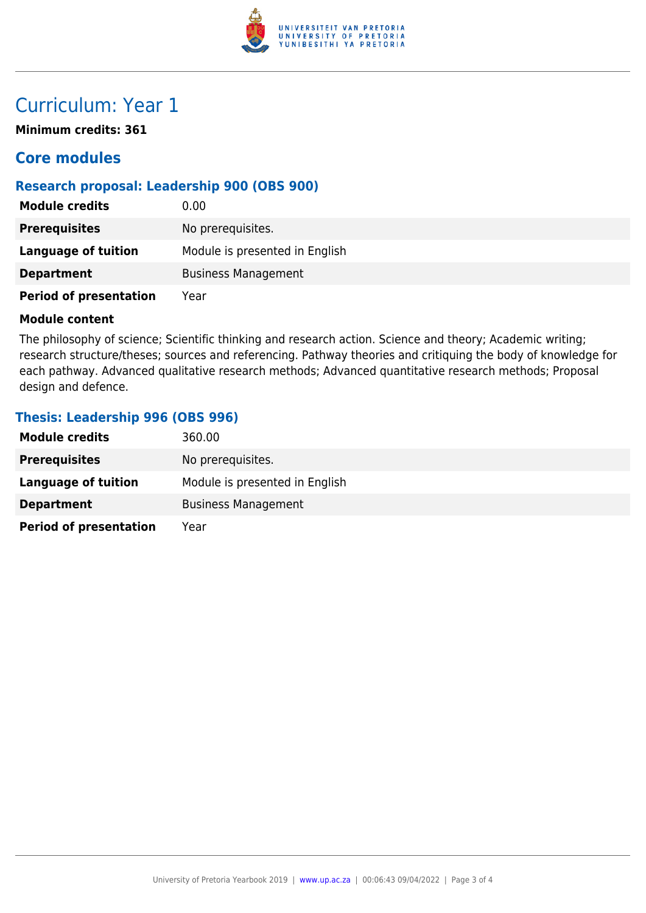# Curriculum: Year 1

**Minimum credits: 361**

## Core modules

### Research proposal: Leadership 900 (OBS 900)

| | |
|---|---|
| **Module credits** | 0.00 |
| **Prerequisites** | No prerequisites. |
| **Language of tuition** | Module is presented in English |
| **Department** | Business Management |
| **Period of presentation** | Year |

**Module content**

The philosophy of science; Scientific thinking and research action. Science and theory; Academic writing; research structure/theses; sources and referencing. Pathway theories and critiquing the body of knowledge for each pathway. Advanced qualitative research methods; Advanced quantitative research methods; Proposal design and defence.

### Thesis: Leadership 996 (OBS 996)

| | |
|---|---|
| **Module credits** | 360.00 |
| **Prerequisites** | No prerequisites. |
| **Language of tuition** | Module is presented in English |
| **Department** | Business Management |
| **Period of presentation** | Year |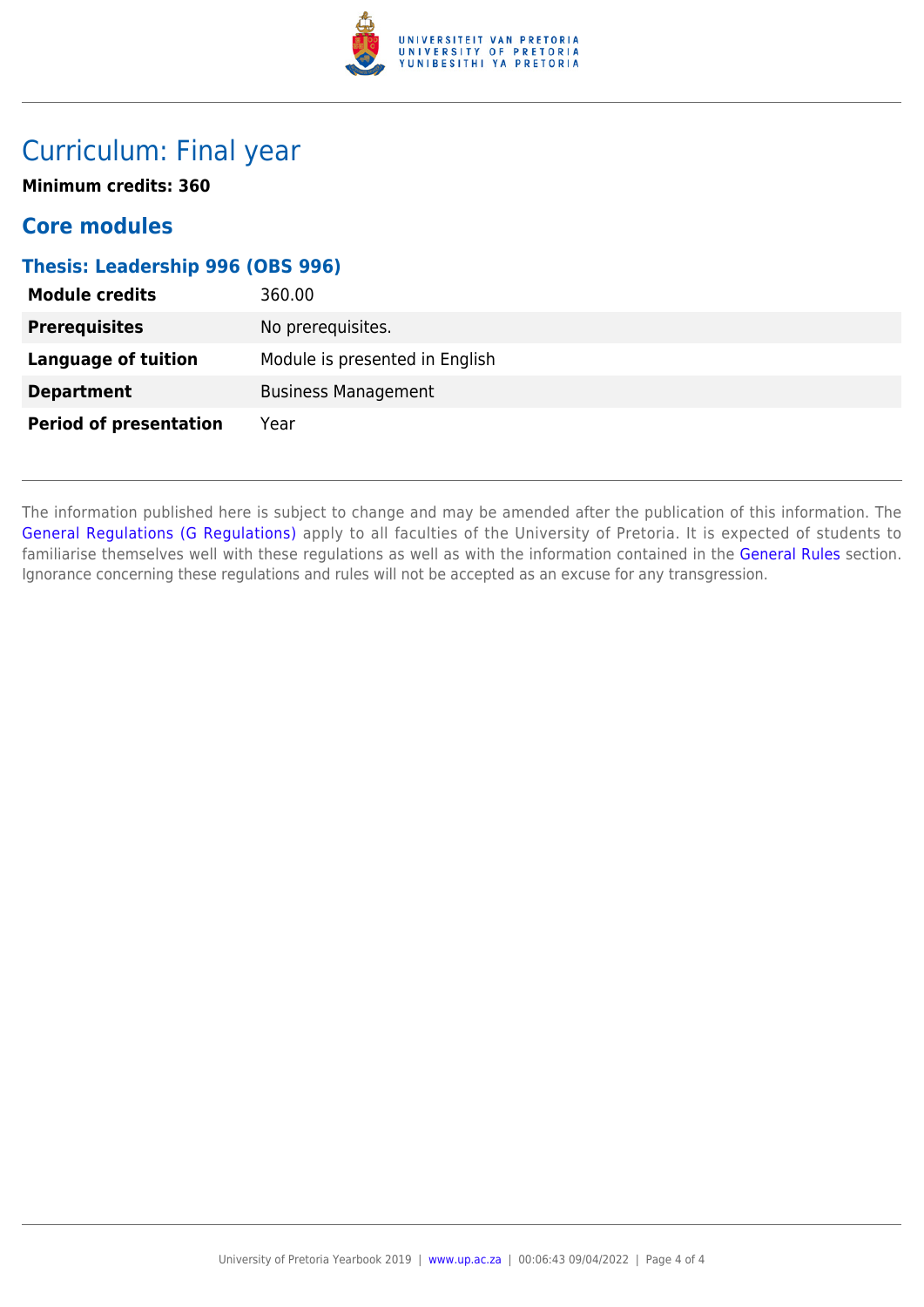# Curriculum: Final year

**Minimum credits: 360**

## Core modules

### Thesis: Leadership 996 (OBS 996)

| | |
|---|---|
| **Module credits** | 360.00 |
| **Prerequisites** | No prerequisites. |
| **Language of tuition** | Module is presented in English |
| **Department** | Business Management |
| **Period of presentation** | Year |

The information published here is subject to change and may be amended after the publication of this information. The General Regulations (G Regulations) apply to all faculties of the University of Pretoria. It is expected of students to familiarise themselves well with these regulations as well as with the information contained in the General Rules section. Ignorance concerning these regulations and rules will not be accepted as an excuse for any transgression.